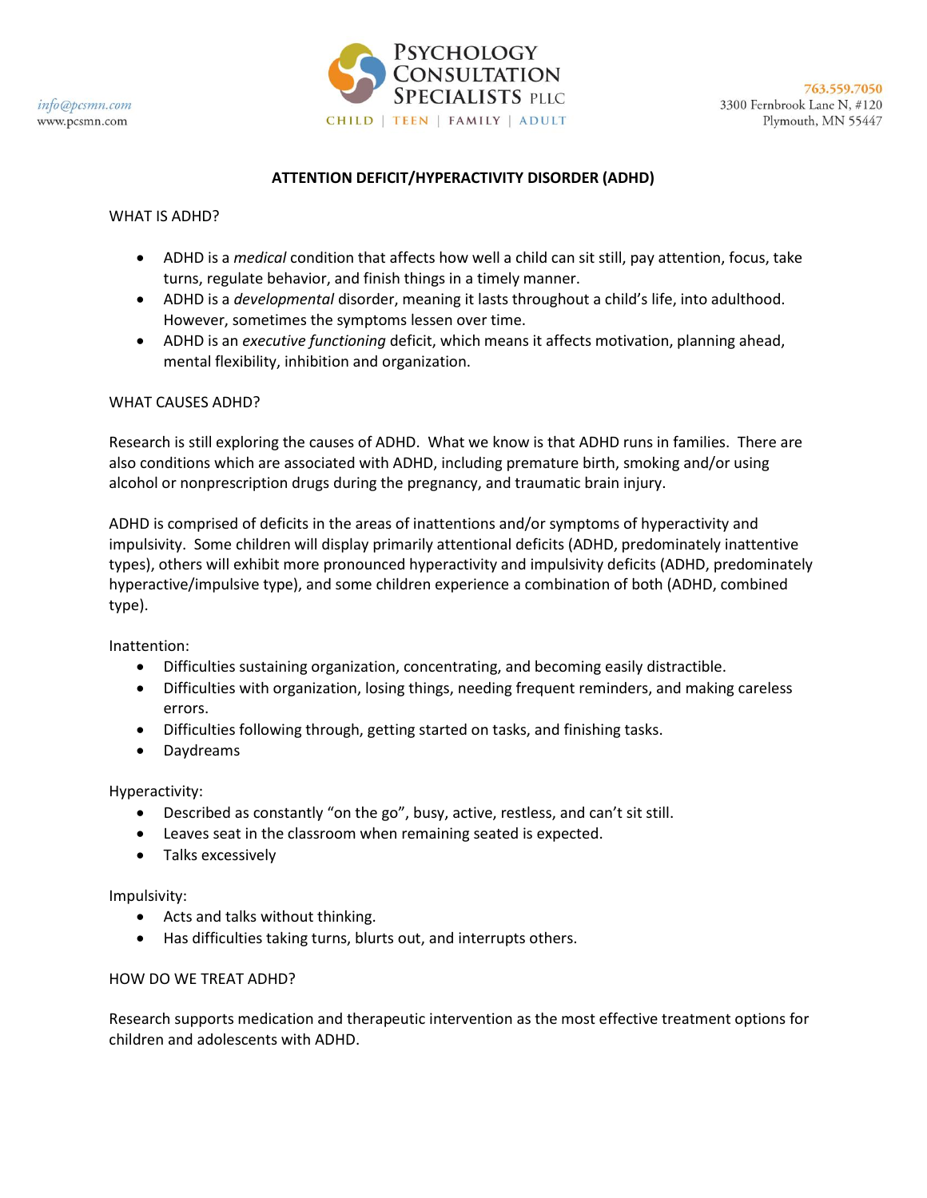info@pcsmn.com
www.pcsmn.com

PSYCHOLOGY CONSULTATION SPECIALISTS PLLC
CHILD | TEEN | FAMILY | ADULT

763.559.7050
3300 Fernbrook Lane N, #120
Plymouth, MN 55447

# ATTENTION DEFICIT/HYPERACTIVITY DISORDER (ADHD)

## WHAT IS ADHD?

- ADHD is a *medical* condition that affects how well a child can sit still, pay attention, focus, take turns, regulate behavior, and finish things in a timely manner.
- ADHD is a *developmental* disorder, meaning it lasts throughout a child's life, into adulthood. However, sometimes the symptoms lessen over time.
- ADHD is an *executive functioning* deficit, which means it affects motivation, planning ahead, mental flexibility, inhibition and organization.

## WHAT CAUSES ADHD?

Research is still exploring the causes of ADHD. What we know is that ADHD runs in families. There are also conditions which are associated with ADHD, including premature birth, smoking and/or using alcohol or nonprescription drugs during the pregnancy, and traumatic brain injury.

ADHD is comprised of deficits in the areas of inattentions and/or symptoms of hyperactivity and impulsivity. Some children will display primarily attentional deficits (ADHD, predominately inattentive types), others will exhibit more pronounced hyperactivity and impulsivity deficits (ADHD, predominately hyperactive/impulsive type), and some children experience a combination of both (ADHD, combined type).

Inattention:

- Difficulties sustaining organization, concentrating, and becoming easily distractible.
- Difficulties with organization, losing things, needing frequent reminders, and making careless errors.
- Difficulties following through, getting started on tasks, and finishing tasks.
- Daydreams

Hyperactivity:

- Described as constantly "on the go", busy, active, restless, and can't sit still.
- Leaves seat in the classroom when remaining seated is expected.
- Talks excessively

Impulsivity:

- Acts and talks without thinking.
- Has difficulties taking turns, blurts out, and interrupts others.

## HOW DO WE TREAT ADHD?

Research supports medication and therapeutic intervention as the most effective treatment options for children and adolescents with ADHD.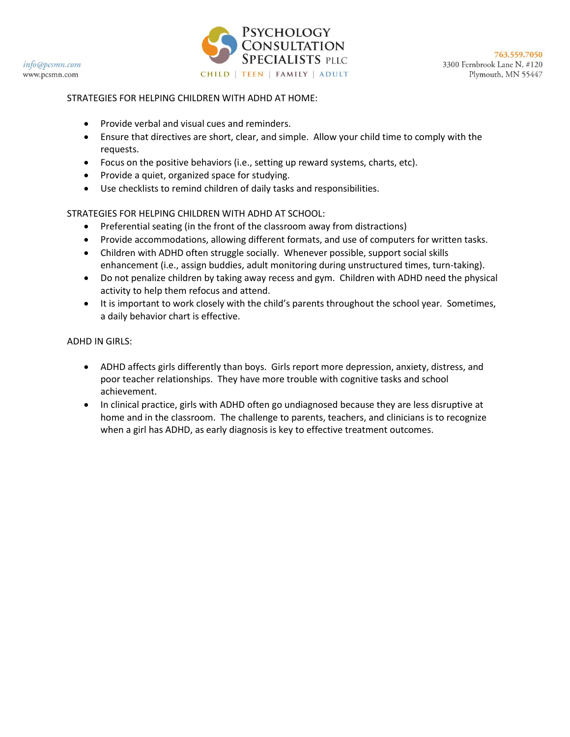STRATEGIES FOR HELPING CHILDREN WITH ADHD AT HOME:

- Provide verbal and visual cues and reminders.
- Ensure that directives are short, clear, and simple. Allow your child time to comply with the requests.
- Focus on the positive behaviors (i.e., setting up reward systems, charts, etc).
- Provide a quiet, organized space for studying.
- Use checklists to remind children of daily tasks and responsibilities.

STRATEGIES FOR HELPING CHILDREN WITH ADHD AT SCHOOL:

- Preferential seating (in the front of the classroom away from distractions)
- Provide accommodations, allowing different formats, and use of computers for written tasks.
- Children with ADHD often struggle socially. Whenever possible, support social skills enhancement (i.e., assign buddies, adult monitoring during unstructured times, turn-taking).
- Do not penalize children by taking away recess and gym. Children with ADHD need the physical activity to help them refocus and attend.
- It is important to work closely with the child's parents throughout the school year. Sometimes, a daily behavior chart is effective.

ADHD IN GIRLS:

- ADHD affects girls differently than boys. Girls report more depression, anxiety, distress, and poor teacher relationships. They have more trouble with cognitive tasks and school achievement.
- In clinical practice, girls with ADHD often go undiagnosed because they are less disruptive at home and in the classroom. The challenge to parents, teachers, and clinicians is to recognize when a girl has ADHD, as early diagnosis is key to effective treatment outcomes.